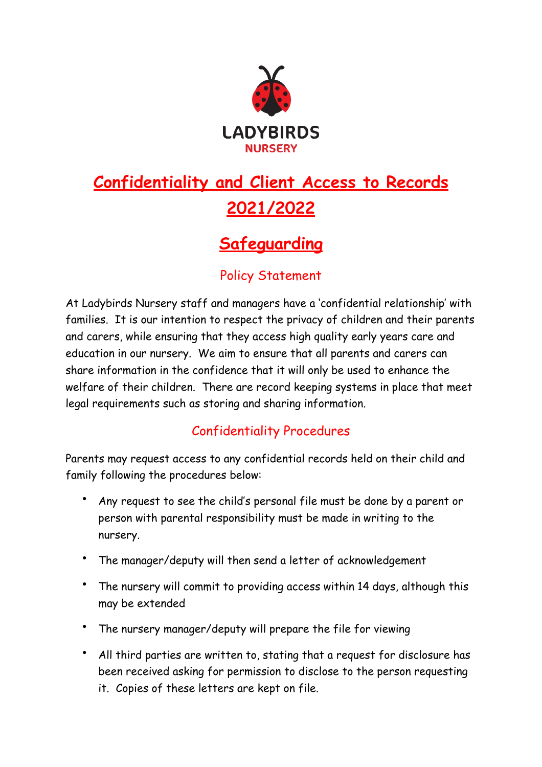LADYBIRDS
NURSERY

# Confidentiality and Client Access to Records 2021/2022

# Safeguarding

## Policy Statement

At Ladybirds Nursery staff and managers have a 'confidential relationship' with families. It is our intention to respect the privacy of children and their parents and carers, while ensuring that they access high quality early years care and education in our nursery. We aim to ensure that all parents and carers can share information in the confidence that it will only be used to enhance the welfare of their children. There are record keeping systems in place that meet legal requirements such as storing and sharing information.

## Confidentiality Procedures

Parents may request access to any confidential records held on their child and family following the procedures below:

- Any request to see the child's personal file must be done by a parent or person with parental responsibility must be made in writing to the nursery.
- The manager/deputy will then send a letter of acknowledgement
- The nursery will commit to providing access within 14 days, although this may be extended
- The nursery manager/deputy will prepare the file for viewing
- All third parties are written to, stating that a request for disclosure has been received asking for permission to disclose to the person requesting it. Copies of these letters are kept on file.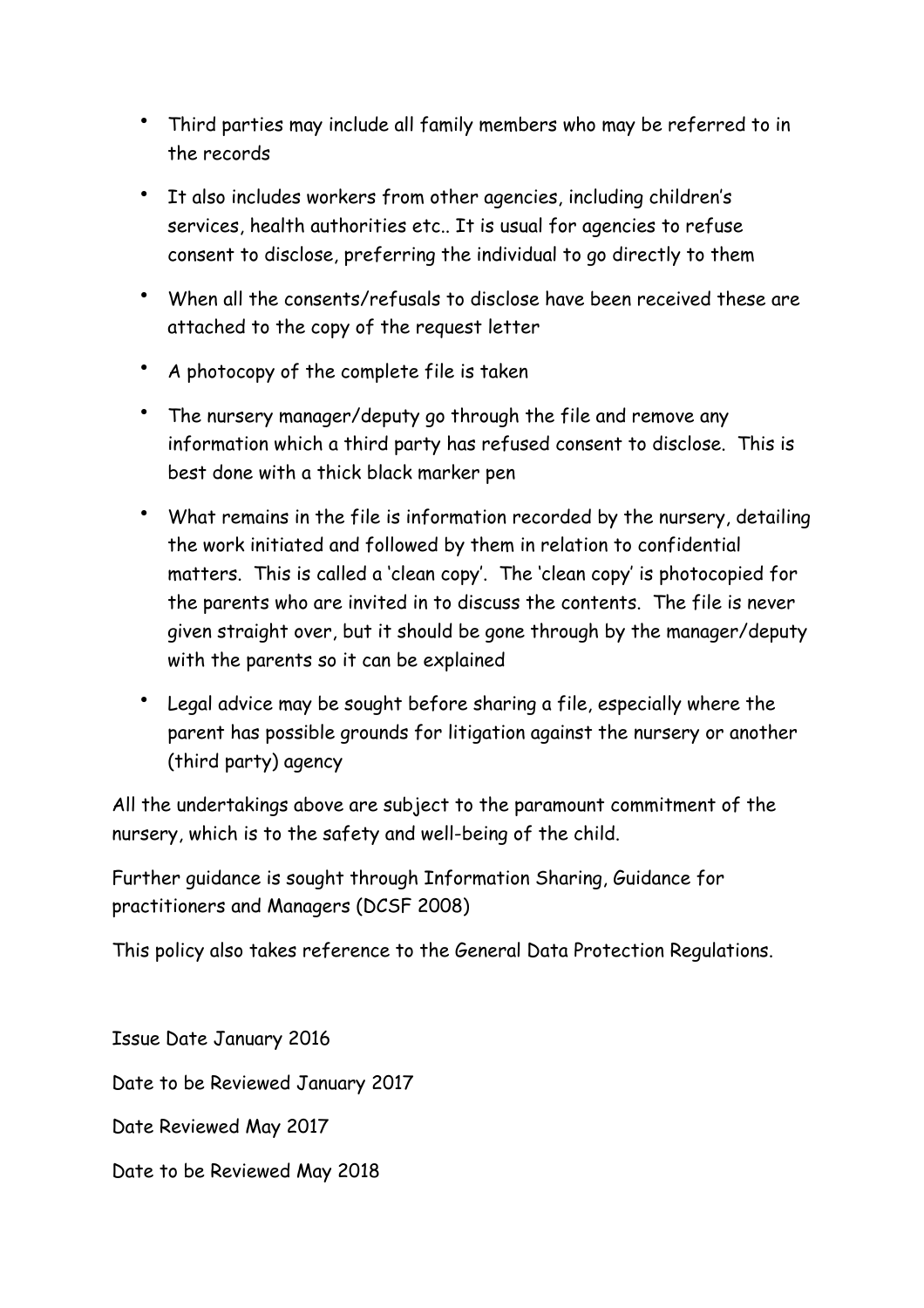- Third parties may include all family members who may be referred to in the records
- It also includes workers from other agencies, including children's services, health authorities etc.. It is usual for agencies to refuse consent to disclose, preferring the individual to go directly to them
- When all the consents/refusals to disclose have been received these are attached to the copy of the request letter
- A photocopy of the complete file is taken
- The nursery manager/deputy go through the file and remove any information which a third party has refused consent to disclose. This is best done with a thick black marker pen
- What remains in the file is information recorded by the nursery, detailing the work initiated and followed by them in relation to confidential matters. This is called a 'clean copy'. The 'clean copy' is photocopied for the parents who are invited in to discuss the contents. The file is never given straight over, but it should be gone through by the manager/deputy with the parents so it can be explained
- Legal advice may be sought before sharing a file, especially where the parent has possible grounds for litigation against the nursery or another (third party) agency

All the undertakings above are subject to the paramount commitment of the nursery, which is to the safety and well-being of the child.

Further guidance is sought through Information Sharing, Guidance for practitioners and Managers (DCSF 2008)

This policy also takes reference to the General Data Protection Regulations.

Issue Date January 2016

Date to be Reviewed January 2017

Date Reviewed May 2017

Date to be Reviewed May 2018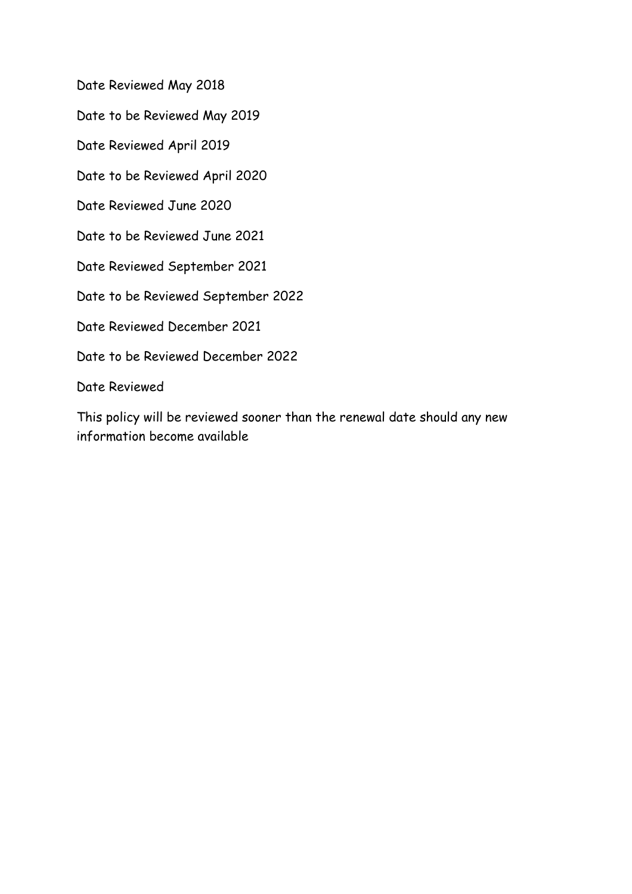Date Reviewed May 2018

Date to be Reviewed May 2019

Date Reviewed April 2019

Date to be Reviewed April 2020

Date Reviewed June 2020

Date to be Reviewed June 2021

Date Reviewed September 2021

Date to be Reviewed September 2022

Date Reviewed December 2021

Date to be Reviewed December 2022

Date Reviewed

This policy will be reviewed sooner than the renewal date should any new information become available